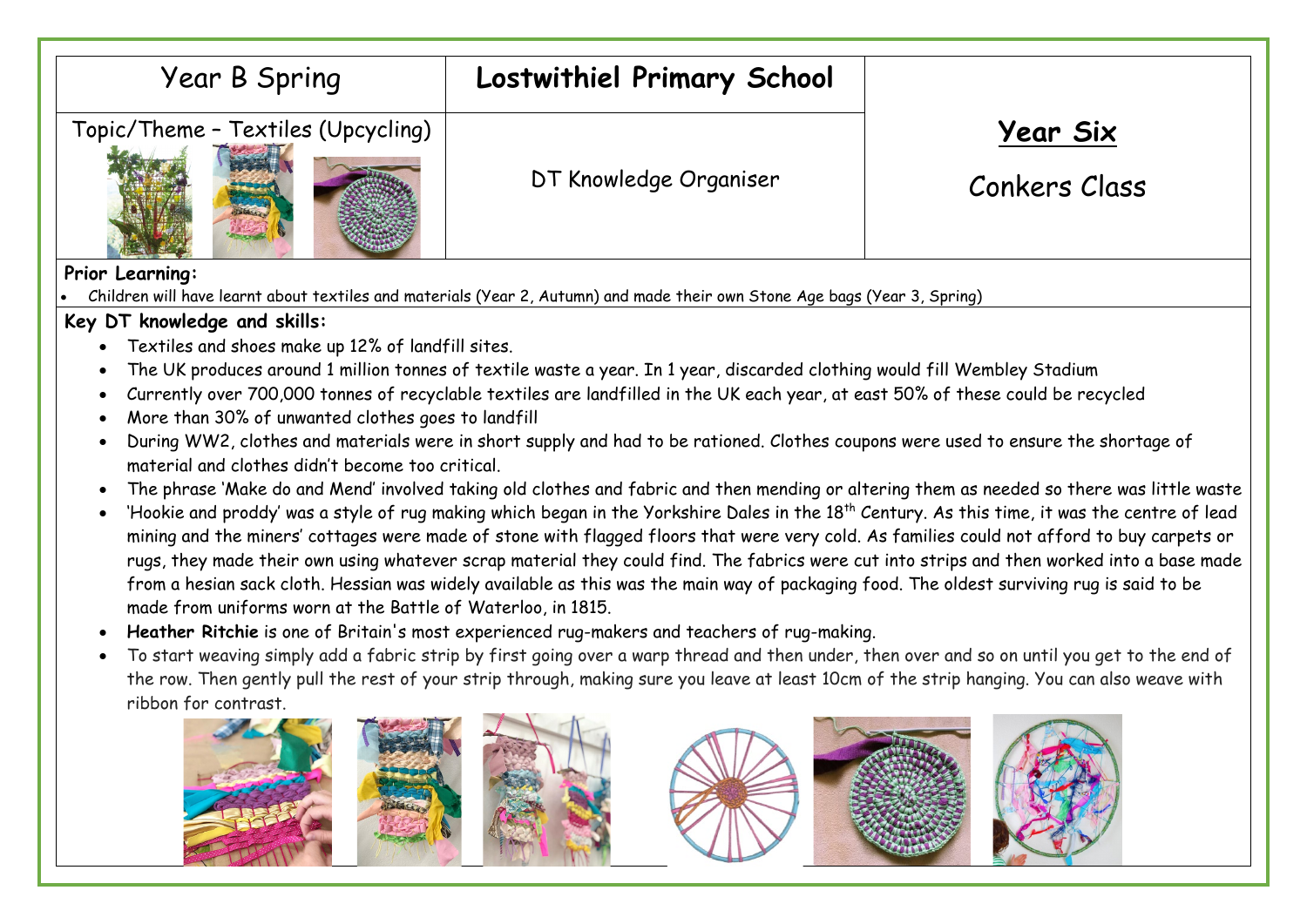| Year B Spring | **Lostwithiel Primary School** | **Year Six** |
| --- | --- | --- |
| Topic/Theme – Textiles (Upcycling) | DT Knowledge Organiser | Conkers Class |

**Prior Learning:**

- Children will have learnt about textiles and materials (Year 2, Autumn) and made their own Stone Age bags (Year 3, Spring)

**Key DT knowledge and skills:**

- Textiles and shoes make up 12% of landfill sites.
- The UK produces around 1 million tonnes of textile waste a year. In 1 year, discarded clothing would fill Wembley Stadium
- Currently over 700,000 tonnes of recyclable textiles are landfilled in the UK each year, at east 50% of these could be recycled
- More than 30% of unwanted clothes goes to landfill
- During WW2, clothes and materials were in short supply and had to be rationed. Clothes coupons were used to ensure the shortage of material and clothes didn't become too critical.
- The phrase 'Make do and Mend' involved taking old clothes and fabric and then mending or altering them as needed so there was little waste
- 'Hookie and proddy' was a style of rug making which began in the Yorkshire Dales in the 18th Century. As this time, it was the centre of lead mining and the miners' cottages were made of stone with flagged floors that were very cold. As families could not afford to buy carpets or rugs, they made their own using whatever scrap material they could find. The fabrics were cut into strips and then worked into a base made from a hesian sack cloth. Hessian was widely available as this was the main way of packaging food. The oldest surviving rug is said to be made from uniforms worn at the Battle of Waterloo, in 1815.
- **Heather Ritchie** is one of Britain's most experienced rug-makers and teachers of rug-making.
- To start weaving simply add a fabric strip by first going over a warp thread and then under, then over and so on until you get to the end of the row. Then gently pull the rest of your strip through, making sure you leave at least 10cm of the strip hanging. You can also weave with ribbon for contrast.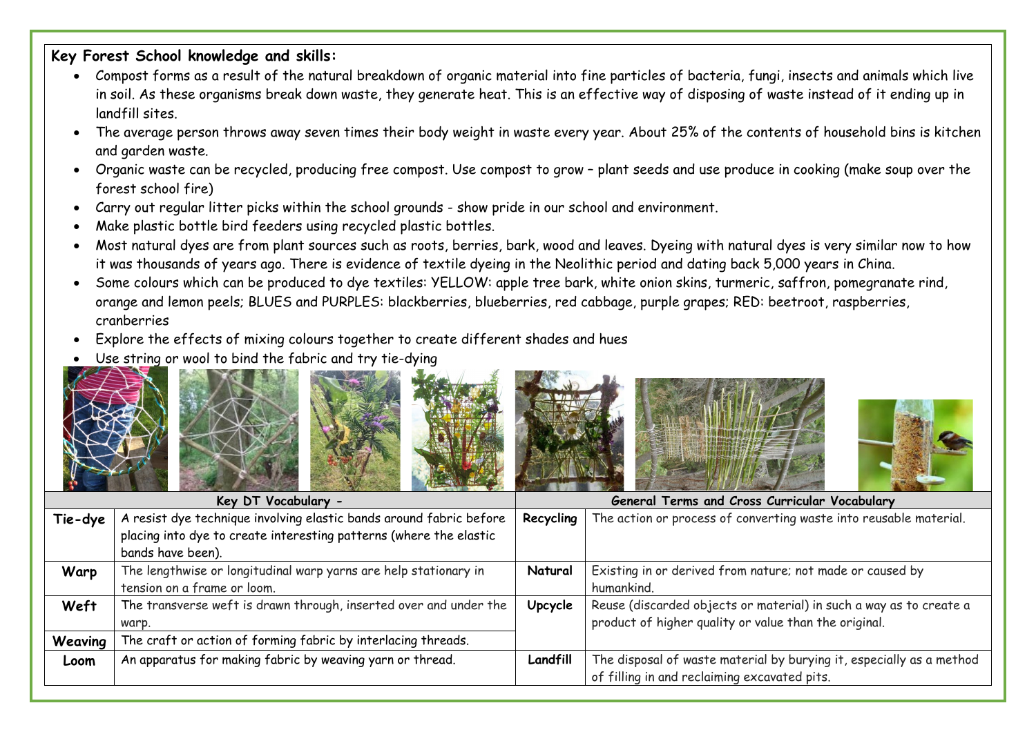**Key Forest School knowledge and skills:**

- Compost forms as a result of the natural breakdown of organic material into fine particles of bacteria, fungi, insects and animals which live in soil. As these organisms break down waste, they generate heat. This is an effective way of disposing of waste instead of it ending up in landfill sites.
- The average person throws away seven times their body weight in waste every year. About 25% of the contents of household bins is kitchen and garden waste.
- Organic waste can be recycled, producing free compost. Use compost to grow – plant seeds and use produce in cooking (make soup over the forest school fire)
- Carry out regular litter picks within the school grounds - show pride in our school and environment.
- Make plastic bottle bird feeders using recycled plastic bottles.
- Most natural dyes are from plant sources such as roots, berries, bark, wood and leaves. Dyeing with natural dyes is very similar now to how it was thousands of years ago. There is evidence of textile dyeing in the Neolithic period and dating back 5,000 years in China.
- Some colours which can be produced to dye textiles: YELLOW: apple tree bark, white onion skins, turmeric, saffron, pomegranate rind, orange and lemon peels; BLUES and PURPLES: blackberries, blueberries, red cabbage, purple grapes; RED: beetroot, raspberries, cranberries
- Explore the effects of mixing colours together to create different shades and hues
- Use string or wool to bind the fabric and try tie-dying

| Key DT Vocabulary - | | General Terms and Cross Curricular Vocabulary | |
|---|---|---|---|
| **Tie-dye** | A resist dye technique involving elastic bands around fabric before placing into dye to create interesting patterns (where the elastic bands have been). | **Recycling** | The action or process of converting waste into reusable material. |
| **Warp** | The lengthwise or longitudinal warp yarns are help stationary in tension on a frame or loom. | **Natural** | Existing in or derived from nature; not made or caused by humankind. |
| **Weft** | The transverse weft is drawn through, inserted over and under the warp. | **Upcycle** | Reuse (discarded objects or material) in such a way as to create a product of higher quality or value than the original. |
| **Weaving** | The craft or action of forming fabric by interlacing threads. | | |
| **Loom** | An apparatus for making fabric by weaving yarn or thread. | **Landfill** | The disposal of waste material by burying it, especially as a method of filling in and reclaiming excavated pits. |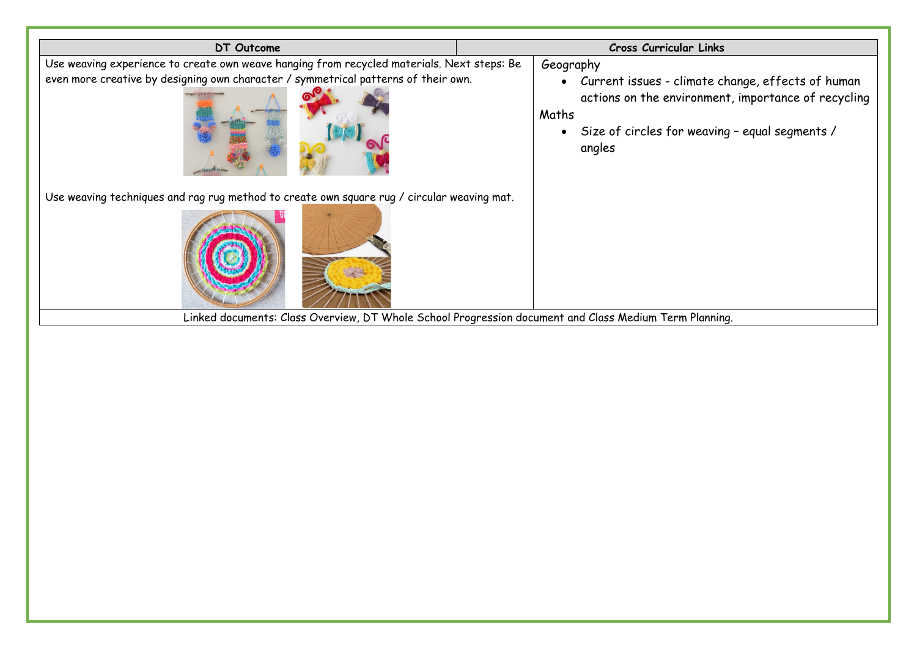| DT Outcome | Cross Curricular Links |
|---|---|
| Use weaving experience to create own weave hanging from recycled materials. Next steps: Be even more creative by designing own character / symmetrical patterns of their own.<br><br>Use weaving techniques and rag rug method to create own square rug / circular weaving mat. | Geography<br>• Current issues - climate change, effects of human actions on the environment, importance of recycling<br>Maths<br>• Size of circles for weaving – equal segments / angles |
| Linked documents: Class Overview, DT Whole School Progression document and Class Medium Term Planning. | |